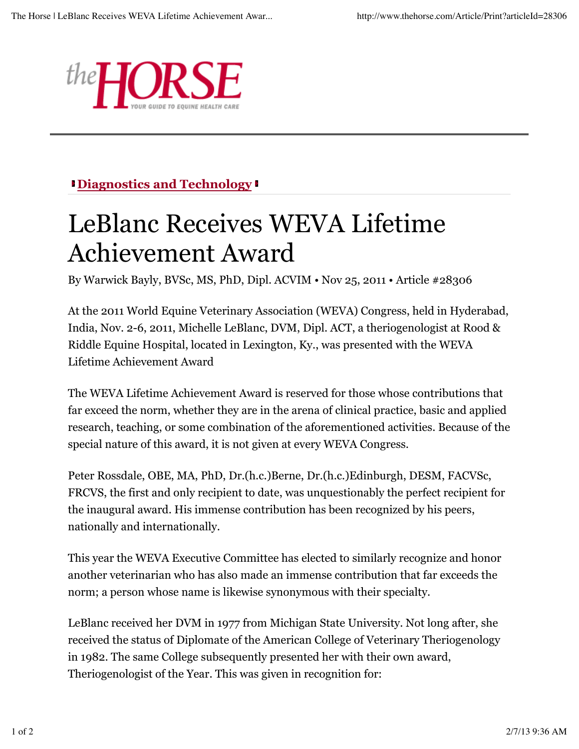theHORSE
YOUR GUIDE TO EQUINE HEALTH CARE

**Diagnostics and Technology**

# LeBlanc Receives WEVA Lifetime Achievement Award

By Warwick Bayly, BVSc, MS, PhD, Dipl. ACVIM • Nov 25, 2011 • Article #28306

At the 2011 World Equine Veterinary Association (WEVA) Congress, held in Hyderabad, India, Nov. 2-6, 2011, Michelle LeBlanc, DVM, Dipl. ACT, a theriogenologist at Rood & Riddle Equine Hospital, located in Lexington, Ky., was presented with the WEVA Lifetime Achievement Award

The WEVA Lifetime Achievement Award is reserved for those whose contributions that far exceed the norm, whether they are in the arena of clinical practice, basic and applied research, teaching, or some combination of the aforementioned activities. Because of the special nature of this award, it is not given at every WEVA Congress.

Peter Rossdale, OBE, MA, PhD, Dr.(h.c.)Berne, Dr.(h.c.)Edinburgh, DESM, FACVSc, FRCVS, the first and only recipient to date, was unquestionably the perfect recipient for the inaugural award. His immense contribution has been recognized by his peers, nationally and internationally.

This year the WEVA Executive Committee has elected to similarly recognize and honor another veterinarian who has also made an immense contribution that far exceeds the norm; a person whose name is likewise synonymous with their specialty.

LeBlanc received her DVM in 1977 from Michigan State University. Not long after, she received the status of Diplomate of the American College of Veterinary Theriogenology in 1982. The same College subsequently presented her with their own award, Theriogenologist of the Year. This was given in recognition for: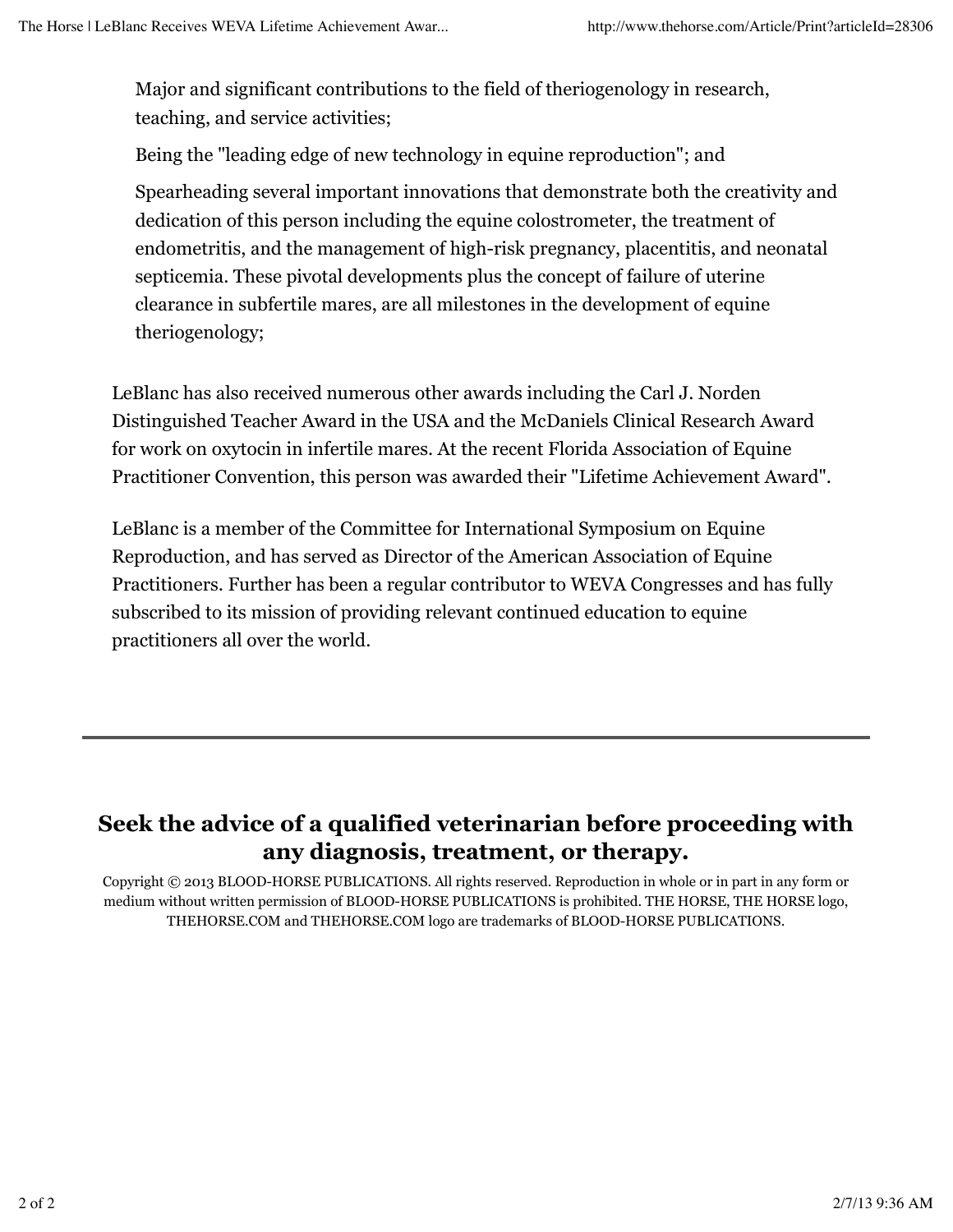- Major and significant contributions to the field of theriogenology in research, teaching, and service activities;
- Being the "leading edge of new technology in equine reproduction"; and
- Spearheading several important innovations that demonstrate both the creativity and dedication of this person including the equine colostrometer, the treatment of endometritis, and the management of high-risk pregnancy, placentitis, and neonatal septicemia. These pivotal developments plus the concept of failure of uterine clearance in subfertile mares, are all milestones in the development of equine theriogenology;

LeBlanc has also received numerous other awards including the Carl J. Norden Distinguished Teacher Award in the USA and the McDaniels Clinical Research Award for work on oxytocin in infertile mares. At the recent Florida Association of Equine Practitioner Convention, this person was awarded their "Lifetime Achievement Award".

LeBlanc is a member of the Committee for International Symposium on Equine Reproduction, and has served as Director of the American Association of Equine Practitioners. Further has been a regular contributor to WEVA Congresses and has fully subscribed to its mission of providing relevant continued education to equine practitioners all over the world.

---

**Seek the advice of a qualified veterinarian before proceeding with any diagnosis, treatment, or therapy.**

Copyright © 2013 BLOOD-HORSE PUBLICATIONS. All rights reserved. Reproduction in whole or in part in any form or medium without written permission of BLOOD-HORSE PUBLICATIONS is prohibited. THE HORSE, THE HORSE logo, THEHORSE.COM and THEHORSE.COM logo are trademarks of BLOOD-HORSE PUBLICATIONS.